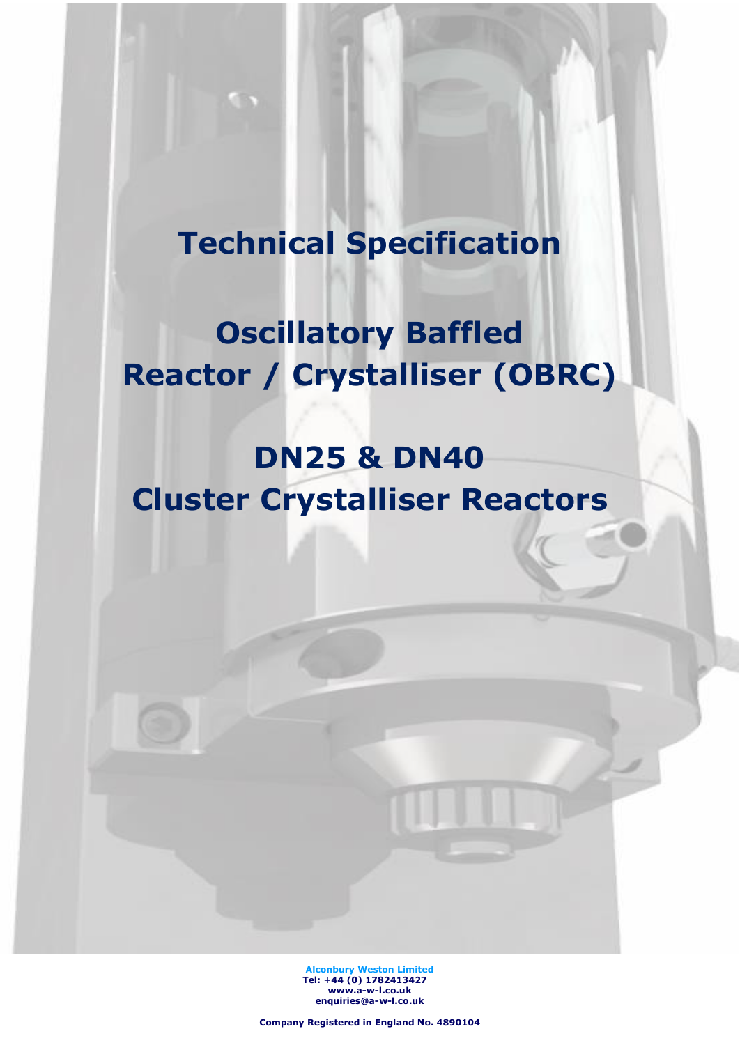# Technical Specification

# Oscillatory Baffled Reactor / Crystalliser (OBRC)

# DN25 & DN40 Cluster Crystalliser Reactors

**Alconbury Weston Limited**
**Tel: +44 (0) 1782413427**
**www.a-w-l.co.uk**
**enquiries@a-w-l.co.uk**

**Company Registered in England No. 4890104**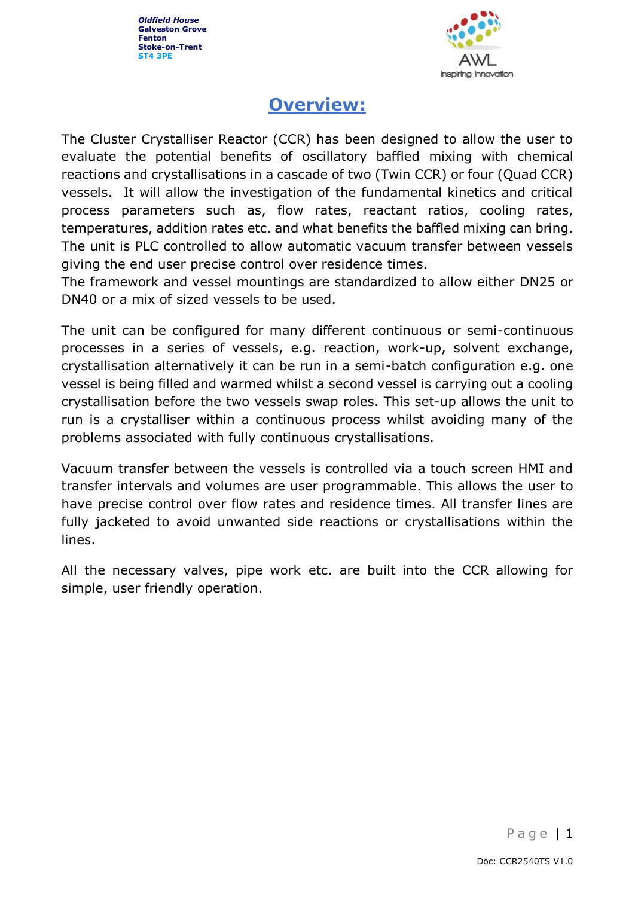# Overview:

The Cluster Crystalliser Reactor (CCR) has been designed to allow the user to evaluate the potential benefits of oscillatory baffled mixing with chemical reactions and crystallisations in a cascade of two (Twin CCR) or four (Quad CCR) vessels. It will allow the investigation of the fundamental kinetics and critical process parameters such as, flow rates, reactant ratios, cooling rates, temperatures, addition rates etc. and what benefits the baffled mixing can bring. The unit is PLC controlled to allow automatic vacuum transfer between vessels giving the end user precise control over residence times.
The framework and vessel mountings are standardized to allow either DN25 or DN40 or a mix of sized vessels to be used.

The unit can be configured for many different continuous or semi-continuous processes in a series of vessels, e.g. reaction, work-up, solvent exchange, crystallisation alternatively it can be run in a semi-batch configuration e.g. one vessel is being filled and warmed whilst a second vessel is carrying out a cooling crystallisation before the two vessels swap roles. This set-up allows the unit to run is a crystalliser within a continuous process whilst avoiding many of the problems associated with fully continuous crystallisations.

Vacuum transfer between the vessels is controlled via a touch screen HMI and transfer intervals and volumes are user programmable. This allows the user to have precise control over flow rates and residence times. All transfer lines are fully jacketed to avoid unwanted side reactions or crystallisations within the lines.

All the necessary valves, pipe work etc. are built into the CCR allowing for simple, user friendly operation.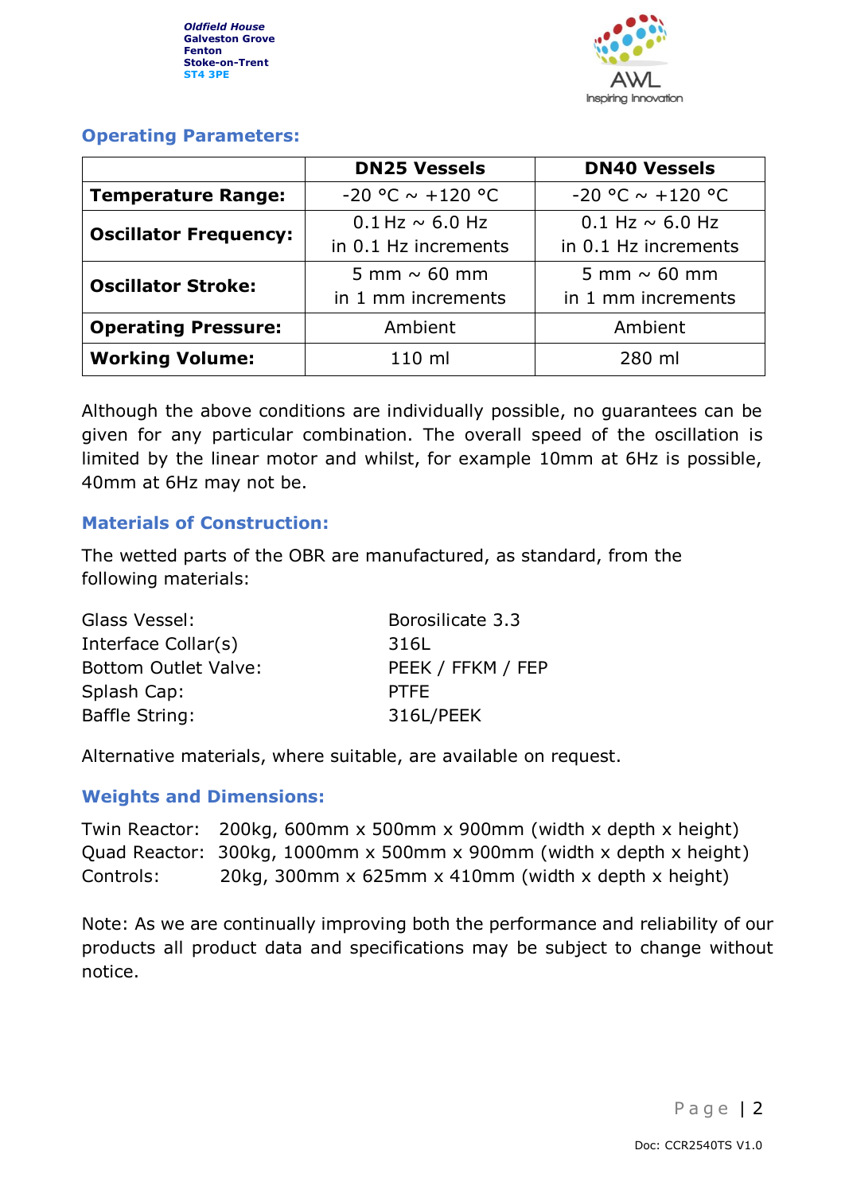## Operating Parameters:

| | DN25 Vessels | DN40 Vessels |
|---|---|---|
| **Temperature Range:** | -20 °C ~ +120 °C | -20 °C ~ +120 °C |
| **Oscillator Frequency:** | 0.1 Hz ~ 6.0 Hz in 0.1 Hz increments | 0.1 Hz ~ 6.0 Hz in 0.1 Hz increments |
| **Oscillator Stroke:** | 5 mm ~ 60 mm in 1 mm increments | 5 mm ~ 60 mm in 1 mm increments |
| **Operating Pressure:** | Ambient | Ambient |
| **Working Volume:** | 110 ml | 280 ml |

Although the above conditions are individually possible, no guarantees can be given for any particular combination. The overall speed of the oscillation is limited by the linear motor and whilst, for example 10mm at 6Hz is possible, 40mm at 6Hz may not be.

## Materials of Construction:

The wetted parts of the OBR are manufactured, as standard, from the following materials:

| | |
|---|---|
| Glass Vessel: | Borosilicate 3.3 |
| Interface Collar(s) | 316L |
| Bottom Outlet Valve: | PEEK / FFKM / FEP |
| Splash Cap: | PTFE |
| Baffle String: | 316L/PEEK |

Alternative materials, where suitable, are available on request.

## Weights and Dimensions:

Twin Reactor: 200kg, 600mm x 500mm x 900mm (width x depth x height)
Quad Reactor: 300kg, 1000mm x 500mm x 900mm (width x depth x height)
Controls: 20kg, 300mm x 625mm x 410mm (width x depth x height)

Note: As we are continually improving both the performance and reliability of our products all product data and specifications may be subject to change without notice.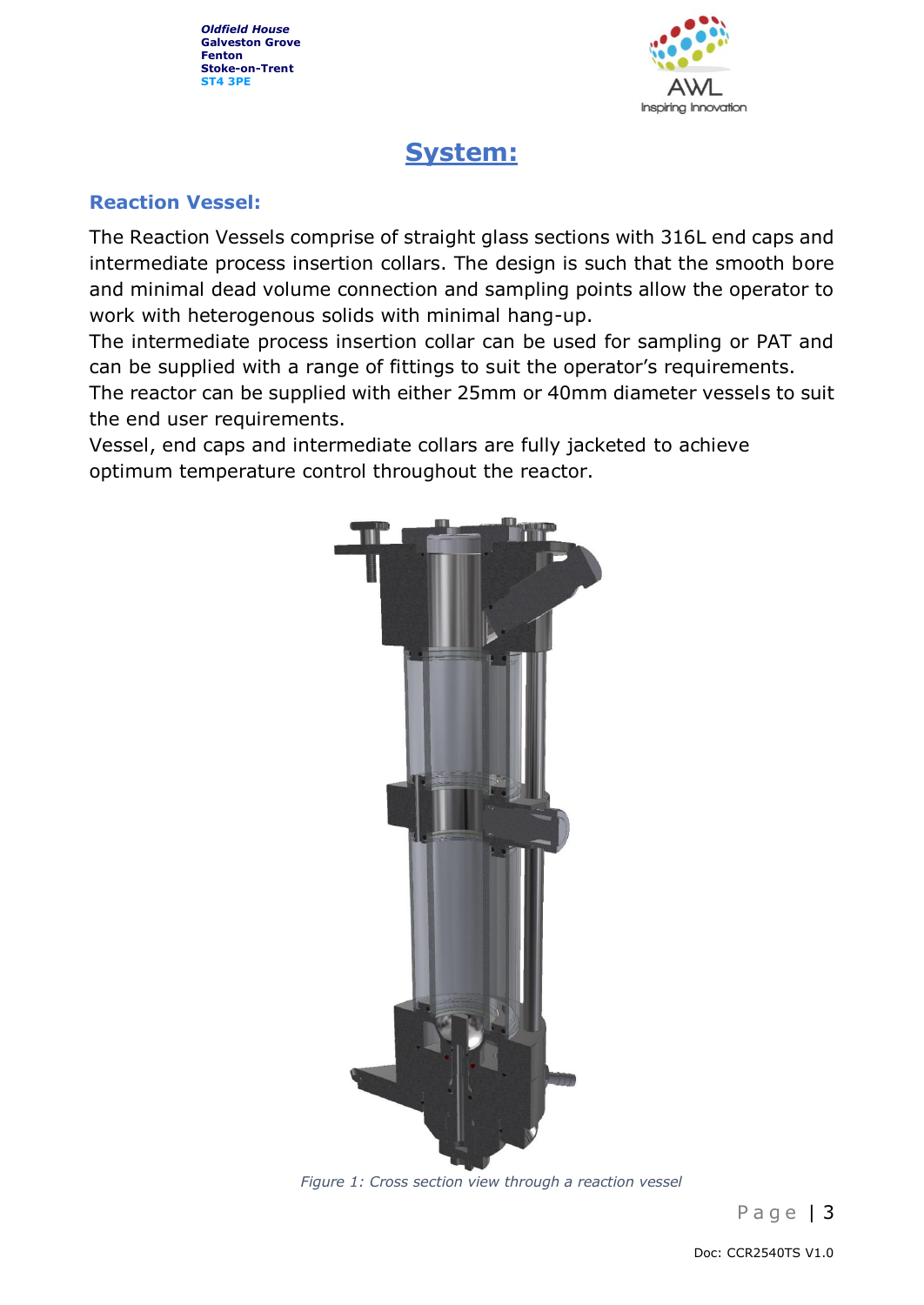# System:

## Reaction Vessel:

The Reaction Vessels comprise of straight glass sections with 316L end caps and intermediate process insertion collars. The design is such that the smooth bore and minimal dead volume connection and sampling points allow the operator to work with heterogenous solids with minimal hang-up.
The intermediate process insertion collar can be used for sampling or PAT and can be supplied with a range of fittings to suit the operator's requirements.
The reactor can be supplied with either 25mm or 40mm diameter vessels to suit the end user requirements.
Vessel, end caps and intermediate collars are fully jacketed to achieve optimum temperature control throughout the reactor.

*Figure 1: Cross section view through a reaction vessel*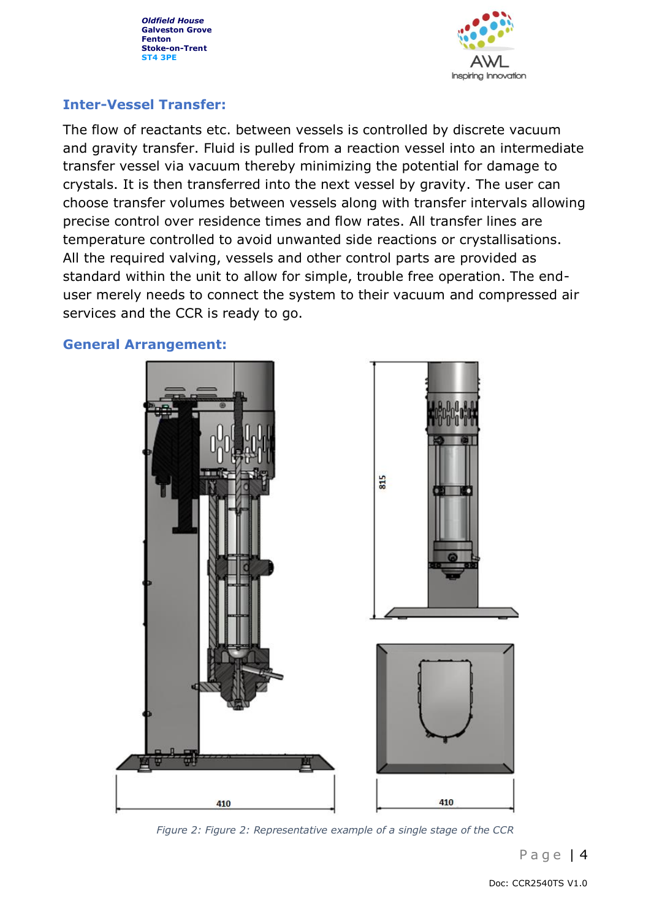## Inter-Vessel Transfer:

The flow of reactants etc. between vessels is controlled by discrete vacuum and gravity transfer. Fluid is pulled from a reaction vessel into an intermediate transfer vessel via vacuum thereby minimizing the potential for damage to crystals. It is then transferred into the next vessel by gravity. The user can choose transfer volumes between vessels along with transfer intervals allowing precise control over residence times and flow rates. All transfer lines are temperature controlled to avoid unwanted side reactions or crystallisations. All the required valving, vessels and other control parts are provided as standard within the unit to allow for simple, trouble free operation. The end-user merely needs to connect the system to their vacuum and compressed air services and the CCR is ready to go.

## General Arrangement:

*Figure 2: Figure 2: Representative example of a single stage of the CCR*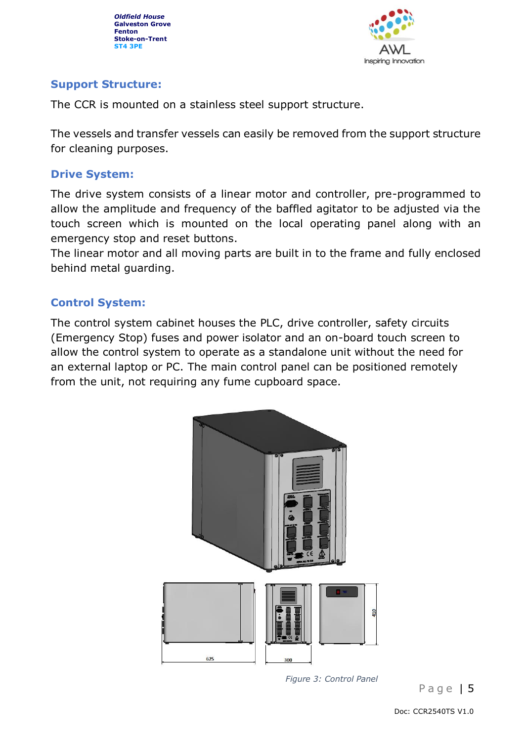## Support Structure:

The CCR is mounted on a stainless steel support structure.

The vessels and transfer vessels can easily be removed from the support structure for cleaning purposes.

## Drive System:

The drive system consists of a linear motor and controller, pre-programmed to allow the amplitude and frequency of the baffled agitator to be adjusted via the touch screen which is mounted on the local operating panel along with an emergency stop and reset buttons.
The linear motor and all moving parts are built in to the frame and fully enclosed behind metal guarding.

## Control System:

The control system cabinet houses the PLC, drive controller, safety circuits (Emergency Stop) fuses and power isolator and an on-board touch screen to allow the control system to operate as a standalone unit without the need for an external laptop or PC. The main control panel can be positioned remotely from the unit, not requiring any fume cupboard space.

*Figure 3: Control Panel*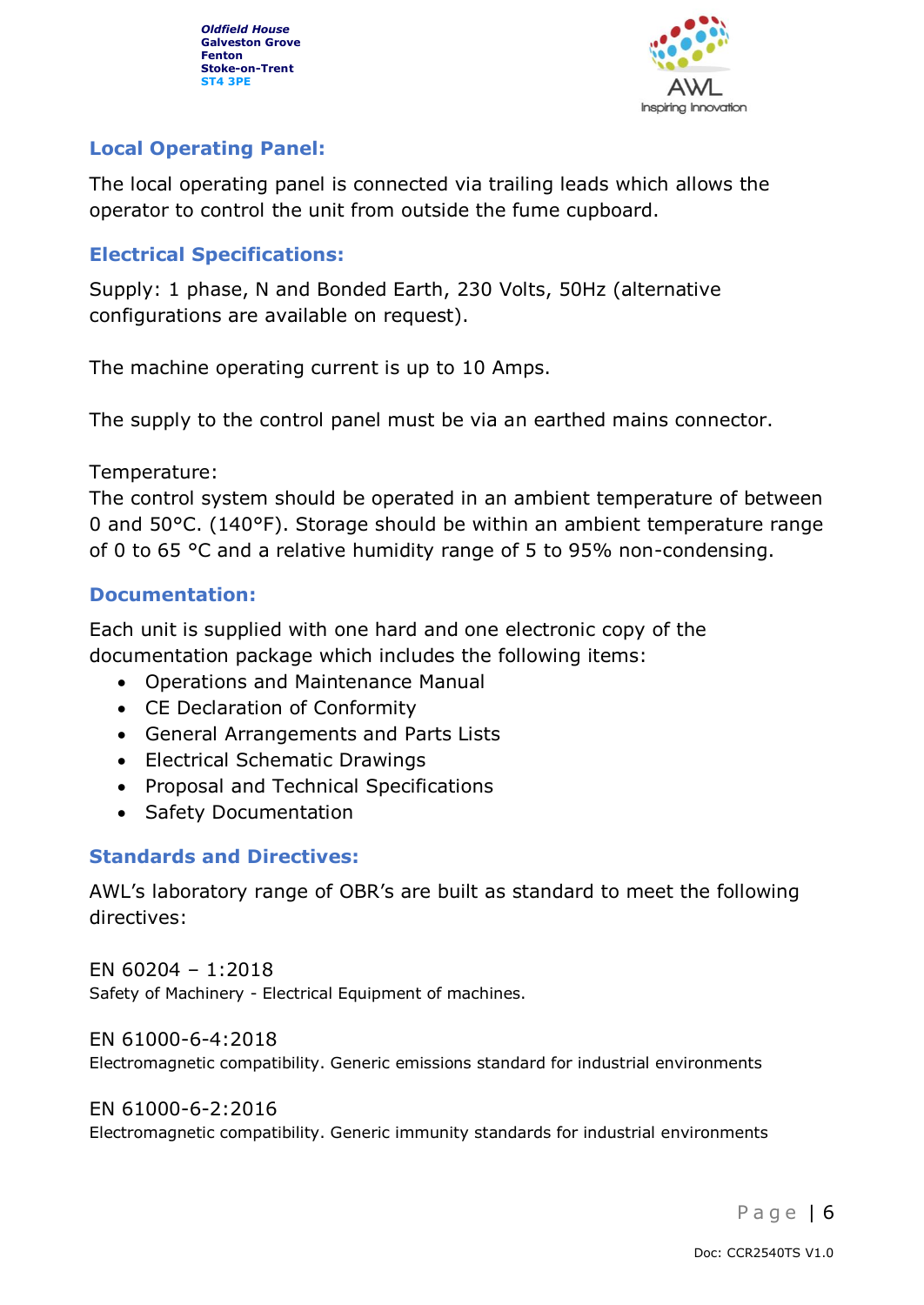## Local Operating Panel:

The local operating panel is connected via trailing leads which allows the operator to control the unit from outside the fume cupboard.

## Electrical Specifications:

Supply: 1 phase, N and Bonded Earth, 230 Volts, 50Hz (alternative configurations are available on request).

The machine operating current is up to 10 Amps.

The supply to the control panel must be via an earthed mains connector.

Temperature:
The control system should be operated in an ambient temperature of between 0 and 50°C. (140°F). Storage should be within an ambient temperature range of 0 to 65 °C and a relative humidity range of 5 to 95% non-condensing.

## Documentation:

Each unit is supplied with one hard and one electronic copy of the documentation package which includes the following items:

- Operations and Maintenance Manual
- CE Declaration of Conformity
- General Arrangements and Parts Lists
- Electrical Schematic Drawings
- Proposal and Technical Specifications
- Safety Documentation

## Standards and Directives:

AWL's laboratory range of OBR's are built as standard to meet the following directives:

EN 60204 – 1:2018
Safety of Machinery - Electrical Equipment of machines.

EN 61000-6-4:2018
Electromagnetic compatibility. Generic emissions standard for industrial environments

EN 61000-6-2:2016
Electromagnetic compatibility. Generic immunity standards for industrial environments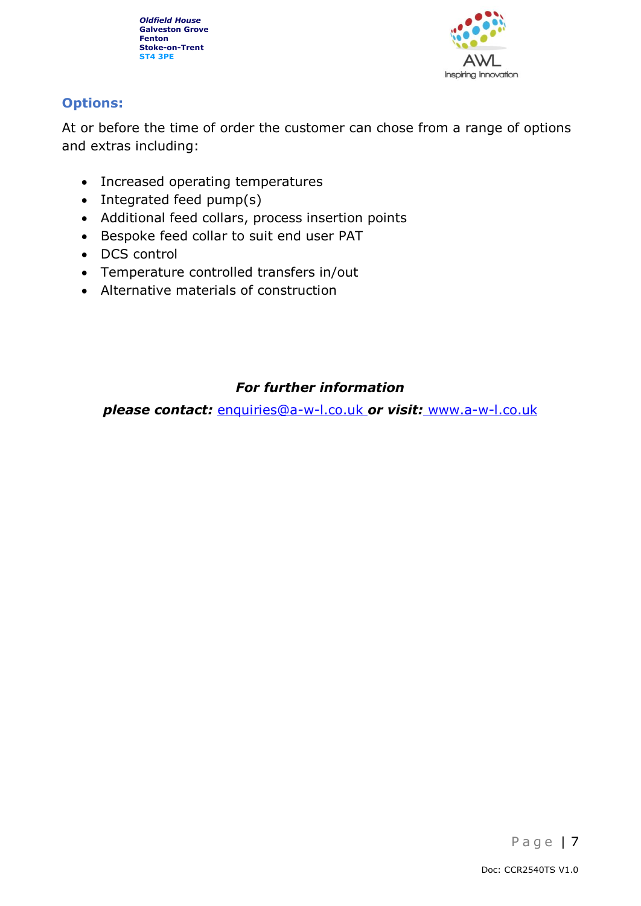## Options:

At or before the time of order the customer can chose from a range of options and extras including:

- Increased operating temperatures
- Integrated feed pump(s)
- Additional feed collars, process insertion points
- Bespoke feed collar to suit end user PAT
- DCS control
- Temperature controlled transfers in/out
- Alternative materials of construction

***For further information***

***please contact:*** enquiries@a-w-l.co.uk ***or visit:*** www.a-w-l.co.uk